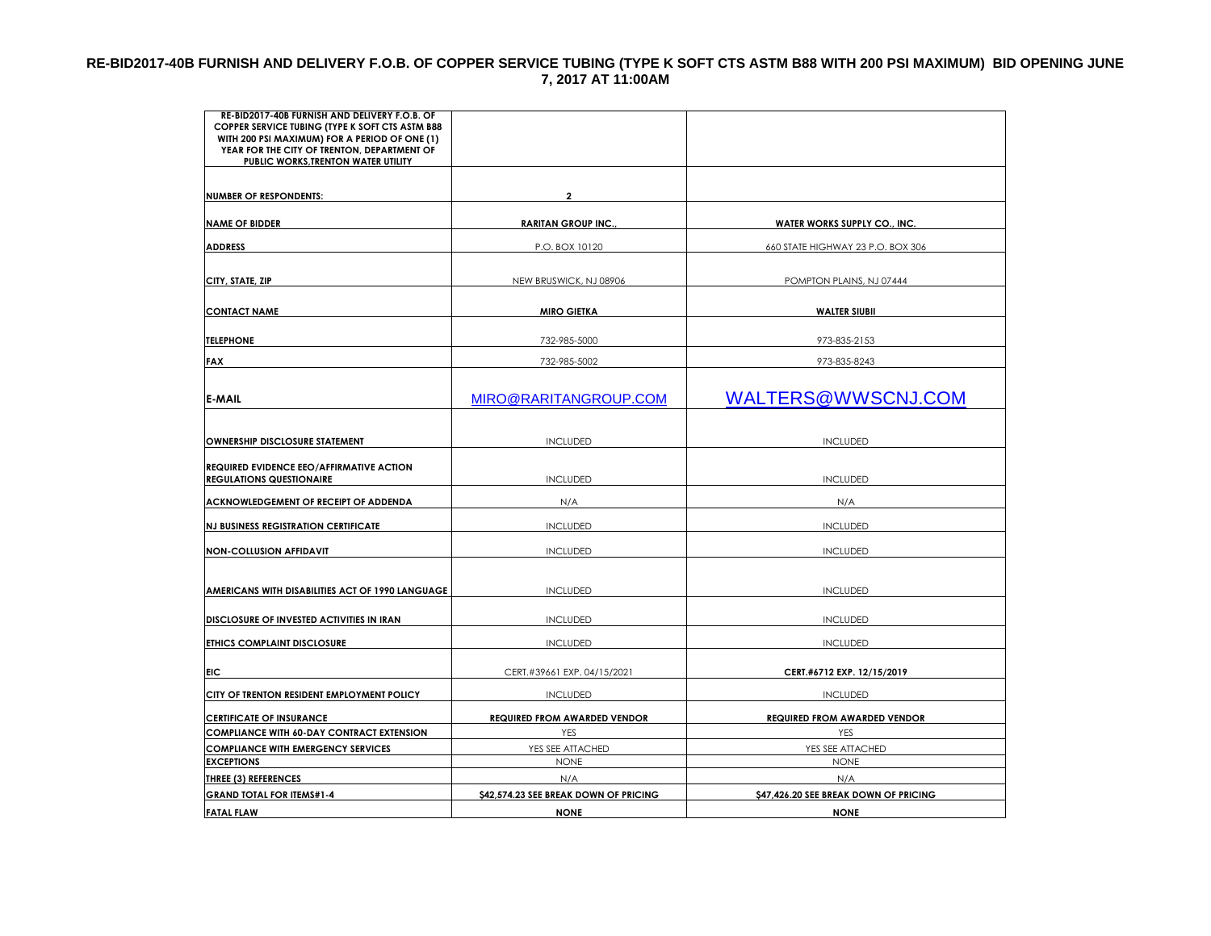# RE-BID2017-40B FURNISH AND DELIVERY F.O.B. OF COPPER SERVICE TUBING (TYPE K SOFT CTS ASTM B88 WITH 200 PSI MAXIMUM) BID OPENING JUNE 7, 2017 AT 11:00AM

| RE-BID2017-40B FURNISH AND DELIVERY F.O.B. OF COPPER SERVICE TUBING (TYPE K SOFT CTS ASTM B88 WITH 200 PSI MAXIMUM) FOR A PERIOD OF ONE (1) YEAR FOR THE CITY OF TRENTON, DEPARTMENT OF PUBLIC WORKS,TRENTON WATER UTILITY | | |
|---|---|---|
| **NUMBER OF RESPONDENTS:** | **2** | |
| **NAME OF BIDDER** | **RARITAN GROUP INC.,** | **WATER WORKS SUPPLY CO., INC.** |
| **ADDRESS** | P.O. BOX 10120 | 660 STATE HIGHWAY 23 P.O. BOX 306 |
| **CITY, STATE, ZIP** | NEW BRUSWICK, NJ 08906 | POMPTON PLAINS, NJ 07444 |
| **CONTACT NAME** | **MIRO GIETKA** | **WALTER SIUBII** |
| **TELEPHONE** | 732-985-5000 | 973-835-2153 |
| **FAX** | 732-985-5002 | 973-835-8243 |
| **E-MAIL** | MIRO@RARITANGROUP.COM | WALTERS@WWSCNJ.COM |
| **OWNERSHIP DISCLOSURE STATEMENT** | INCLUDED | INCLUDED |
| **REQUIRED EVIDENCE EEO/AFFIRMATIVE ACTION REGULATIONS QUESTIONAIRE** | INCLUDED | INCLUDED |
| **ACKNOWLEDGEMENT OF RECEIPT OF ADDENDA** | N/A | N/A |
| **NJ BUSINESS REGISTRATION CERTIFICATE** | INCLUDED | INCLUDED |
| **NON-COLLUSION AFFIDAVIT** | INCLUDED | INCLUDED |
| **AMERICANS WITH DISABILITIES ACT OF 1990 LANGUAGE** | INCLUDED | INCLUDED |
| **DISCLOSURE OF INVESTED ACTIVITIES IN IRAN** | INCLUDED | INCLUDED |
| **ETHICS COMPLAINT DISCLOSURE** | INCLUDED | INCLUDED |
| **EIC** | CERT.#39661 EXP. 04/15/2021 | **CERT.#6712 EXP. 12/15/2019** |
| **CITY OF TRENTON RESIDENT EMPLOYMENT POLICY** | INCLUDED | INCLUDED |
| **CERTIFICATE OF INSURANCE** | **REQUIRED FROM AWARDED VENDOR** | **REQUIRED FROM AWARDED VENDOR** |
| **COMPLIANCE WITH 60-DAY CONTRACT EXTENSION** | YES | YES |
| **COMPLIANCE WITH EMERGENCY SERVICES** | YES SEE ATTACHED | YES SEE ATTACHED |
| **EXCEPTIONS** | NONE | NONE |
| **THREE (3) REFERENCES** | N/A | N/A |
| **GRAND TOTAL FOR ITEMS#1-4** | **$42,574.23 SEE BREAK DOWN OF PRICING** | **$47,426.20 SEE BREAK DOWN OF PRICING** |
| **FATAL FLAW** | **NONE** | **NONE** |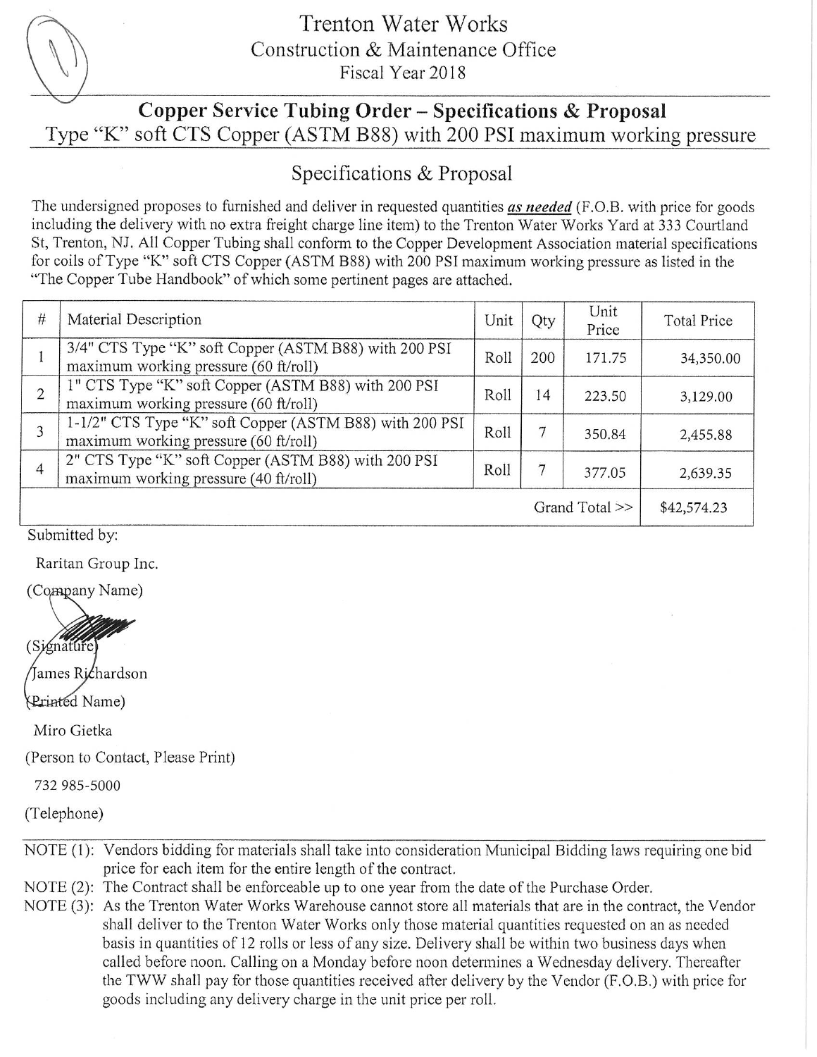# Trenton Water Works

Construction & Maintenance Office

Fiscal Year 2018

## Copper Service Tubing Order – Specifications & Proposal

Type "K" soft CTS Copper (ASTM B88) with 200 PSI maximum working pressure

### Specifications & Proposal

The undersigned proposes to furnished and deliver in requested quantities ***as needed*** (F.O.B. with price for goods including the delivery with no extra freight charge line item) to the Trenton Water Works Yard at 333 Courtland St, Trenton, NJ. All Copper Tubing shall conform to the Copper Development Association material specifications for coils of Type "K" soft CTS Copper (ASTM B88) with 200 PSI maximum working pressure as listed in the "The Copper Tube Handbook" of which some pertinent pages are attached.

| # | Material Description | Unit | Qty | Unit Price | Total Price |
|---|---|---|---|---|---|
| 1 | 3/4" CTS Type "K" soft Copper (ASTM B88) with 200 PSI maximum working pressure (60 ft/roll) | Roll | 200 | 171.75 | 34,350.00 |
| 2 | 1" CTS Type "K" soft Copper (ASTM B88) with 200 PSI maximum working pressure (60 ft/roll) | Roll | 14 | 223.50 | 3,129.00 |
| 3 | 1-1/2" CTS Type "K" soft Copper (ASTM B88) with 200 PSI maximum working pressure (60 ft/roll) | Roll | 7 | 350.84 | 2,455.88 |
| 4 | 2" CTS Type "K" soft Copper (ASTM B88) with 200 PSI maximum working pressure (40 ft/roll) | Roll | 7 | 377.05 | 2,639.35 |
| | | | | Grand Total >> | $42,574.23 |

Submitted by:

Raritan Group Inc.

(Company Name)

(Signature)

James Richardson

(Printed Name)

Miro Gietka

(Person to Contact, Please Print)

732 985-5000

(Telephone)

NOTE (1): Vendors bidding for materials shall take into consideration Municipal Bidding laws requiring one bid price for each item for the entire length of the contract.

NOTE (2): The Contract shall be enforceable up to one year from the date of the Purchase Order.

NOTE (3): As the Trenton Water Works Warehouse cannot store all materials that are in the contract, the Vendor shall deliver to the Trenton Water Works only those material quantities requested on an as needed basis in quantities of 12 rolls or less of any size. Delivery shall be within two business days when called before noon. Calling on a Monday before noon determines a Wednesday delivery. Thereafter the TWW shall pay for those quantities received after delivery by the Vendor (F.O.B.) with price for goods including any delivery charge in the unit price per roll.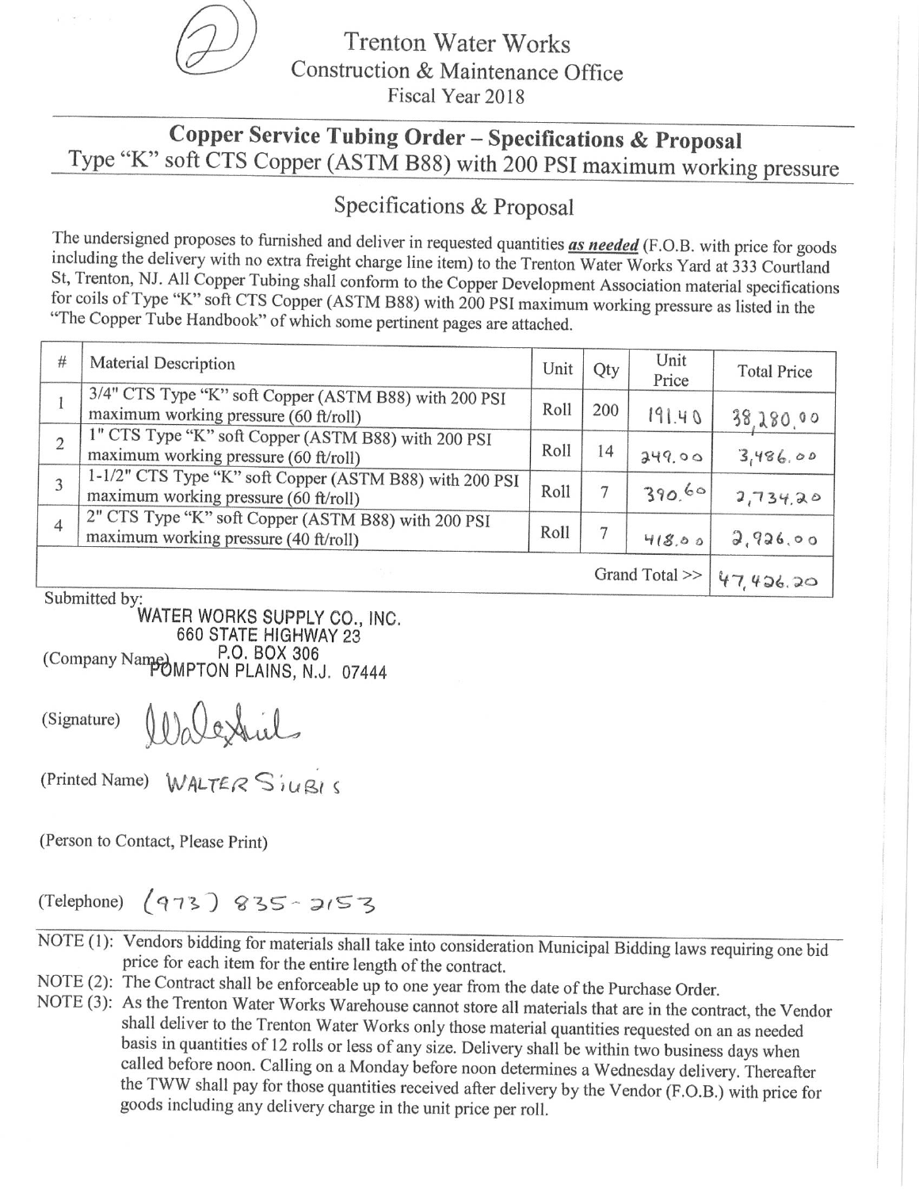(2)

Trenton Water Works
Construction & Maintenance Office
Fiscal Year 2018

## Copper Service Tubing Order – Specifications & Proposal

Type "K" soft CTS Copper (ASTM B88) with 200 PSI maximum working pressure

### Specifications & Proposal

The undersigned proposes to furnished and deliver in requested quantities ***as needed*** (F.O.B. with price for goods including the delivery with no extra freight charge line item) to the Trenton Water Works Yard at 333 Courtland St, Trenton, NJ. All Copper Tubing shall conform to the Copper Development Association material specifications for coils of Type "K" soft CTS Copper (ASTM B88) with 200 PSI maximum working pressure as listed in the "The Copper Tube Handbook" of which some pertinent pages are attached.

| # | Material Description | Unit | Qty | Unit Price | Total Price |
|---|---|---|---|---|---|
| 1 | 3/4" CTS Type "K" soft Copper (ASTM B88) with 200 PSI maximum working pressure (60 ft/roll) | Roll | 200 | 191.40 | 38,280.00 |
| 2 | 1" CTS Type "K" soft Copper (ASTM B88) with 200 PSI maximum working pressure (60 ft/roll) | Roll | 14 | 249.00 | 3,486.00 |
| 3 | 1-1/2" CTS Type "K" soft Copper (ASTM B88) with 200 PSI maximum working pressure (60 ft/roll) | Roll | 7 | 390.60 | 2,734.20 |
| 4 | 2" CTS Type "K" soft Copper (ASTM B88) with 200 PSI maximum working pressure (40 ft/roll) | Roll | 7 | 418.00 | 2,926.00 |
| | | | | Grand Total >> | 47,426.20 |

Submitted by:

(Company Name) WATER WORKS SUPPLY CO., INC.
660 STATE HIGHWAY 23
P.O. BOX 306
POMPTON PLAINS, N.J. 07444

(Signature) [signature]

(Printed Name) WALTER SIUBIS

(Person to Contact, Please Print)

(Telephone) (973) 835-2153

NOTE (1): Vendors bidding for materials shall take into consideration Municipal Bidding laws requiring one bid price for each item for the entire length of the contract.

NOTE (2): The Contract shall be enforceable up to one year from the date of the Purchase Order.

NOTE (3): As the Trenton Water Works Warehouse cannot store all materials that are in the contract, the Vendor shall deliver to the Trenton Water Works only those material quantities requested on an as needed basis in quantities of 12 rolls or less of any size. Delivery shall be within two business days when called before noon. Calling on a Monday before noon determines a Wednesday delivery. Thereafter the TWW shall pay for those quantities received after delivery by the Vendor (F.O.B.) with price for goods including any delivery charge in the unit price per roll.